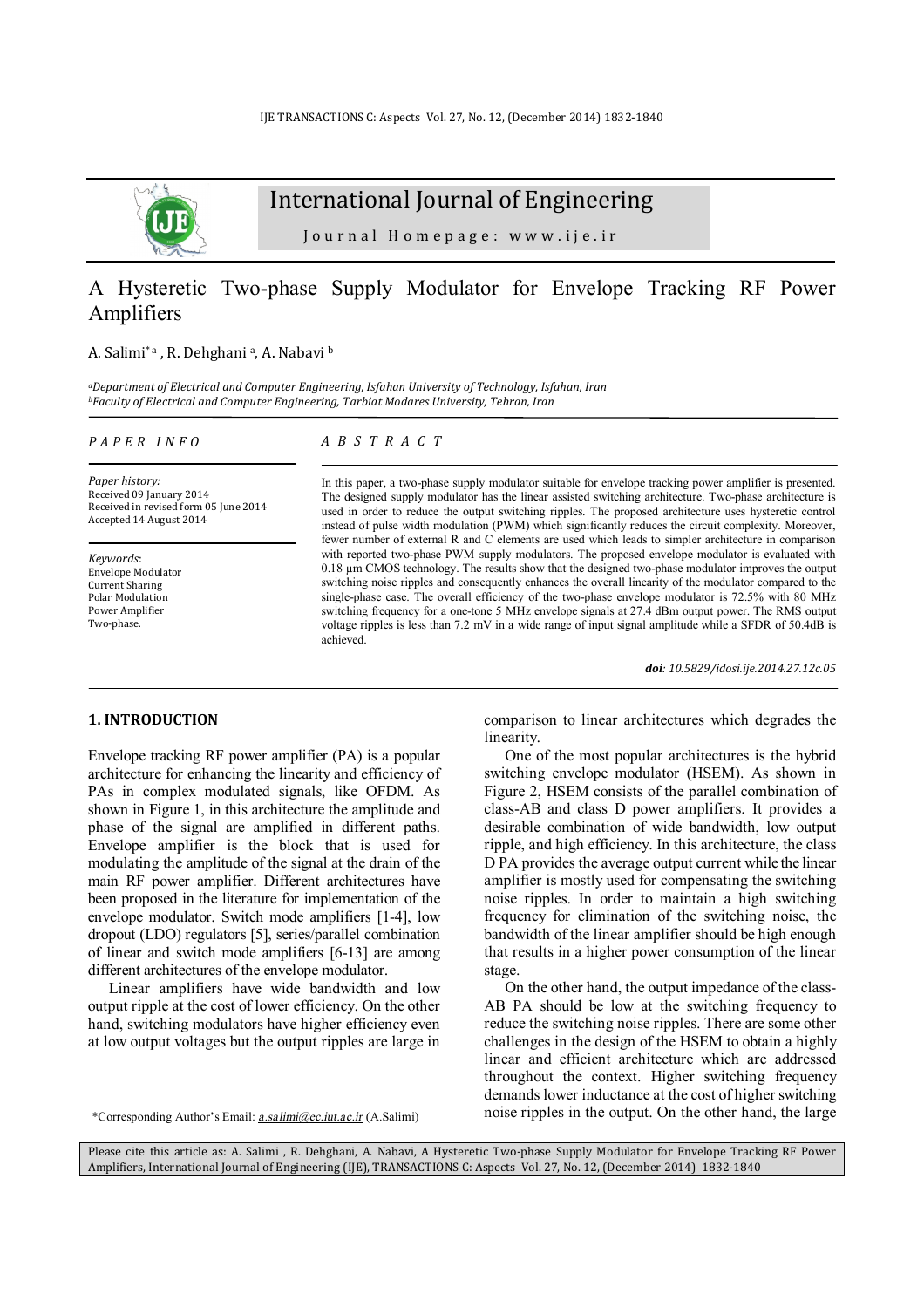# A Hysteretic Two-phase Supply Modulator for Envelope Tracking RF Power Amplifiers

A. Salimi*[a], R. Dehghani[a], A. Nabavi[b]

[a] *Department of Electrical and Computer Engineering, Isfahan University of Technology, Isfahan, Iran*
[b] *Faculty of Electrical and Computer Engineering, Tarbiat Modares University, Tehran, Iran*

## PAPER INFO

*Paper history:*
Received 09 January 2014
Received in revised form 05 June 2014
Accepted 14 August 2014

*Keywords*:
Envelope Modulator
Current Sharing
Polar Modulation
Power Amplifier
Two-phase.

## ABSTRACT

In this paper, a two-phase supply modulator suitable for envelope tracking power amplifier is presented. The designed supply modulator has the linear assisted switching architecture. Two-phase architecture is used in order to reduce the output switching ripples. The proposed architecture uses hysteretic control instead of pulse width modulation (PWM) which significantly reduces the circuit complexity. Moreover, fewer number of external R and C elements are used which leads to simpler architecture in comparison with reported two-phase PWM supply modulators. The proposed envelope modulator is evaluated with 0.18 µm CMOS technology. The results show that the designed two-phase modulator improves the output switching noise ripples and consequently enhances the overall linearity of the modulator compared to the single-phase case. The overall efficiency of the two-phase envelope modulator is 72.5% with 80 MHz switching frequency for a one-tone 5 MHz envelope signals at 27.4 dBm output power. The RMS output voltage ripples is less than 7.2 mV in a wide range of input signal amplitude while a SFDR of 50.4dB is achieved.

***doi**: 10.5829/idosi.ije.2014.27.12c.05*

## 1. INTRODUCTION

Envelope tracking RF power amplifier (PA) is a popular architecture for enhancing the linearity and efficiency of PAs in complex modulated signals, like OFDM. As shown in Figure 1, in this architecture the amplitude and phase of the signal are amplified in different paths. Envelope amplifier is the block that is used for modulating the amplitude of the signal at the drain of the main RF power amplifier. Different architectures have been proposed in the literature for implementation of the envelope modulator. Switch mode amplifiers [1-4], low dropout (LDO) regulators [5], series/parallel combination of linear and switch mode amplifiers [6-13] are among different architectures of the envelope modulator.

Linear amplifiers have wide bandwidth and low output ripple at the cost of lower efficiency. On the other hand, switching modulators have higher efficiency even at low output voltages but the output ripples are large in comparison to linear architectures which degrades the linearity.

One of the most popular architectures is the hybrid switching envelope modulator (HSEM). As shown in Figure 2, HSEM consists of the parallel combination of class-AB and class D power amplifiers. It provides a desirable combination of wide bandwidth, low output ripple, and high efficiency. In this architecture, the class D PA provides the average output current while the linear amplifier is mostly used for compensating the switching noise ripples. In order to maintain a high switching frequency for elimination of the switching noise, the bandwidth of the linear amplifier should be high enough that results in a higher power consumption of the linear stage.

On the other hand, the output impedance of the class-AB PA should be low at the switching frequency to reduce the switching noise ripples. There are some other challenges in the design of the HSEM to obtain a highly linear and efficient architecture which are addressed throughout the context. Higher switching frequency demands lower inductance at the cost of higher switching noise ripples in the output. On the other hand, the large

*Corresponding Author's Email: *a.salimi@ec.iut.ac.ir* (A.Salimi)

Please cite this article as: A. Salimi , R. Dehghani, A. Nabavi, A Hysteretic Two-phase Supply Modulator for Envelope Tracking RF Power Amplifiers, International Journal of Engineering (IJE), TRANSACTIONS C: Aspects Vol. 27, No. 12, (December 2014) 1832-1840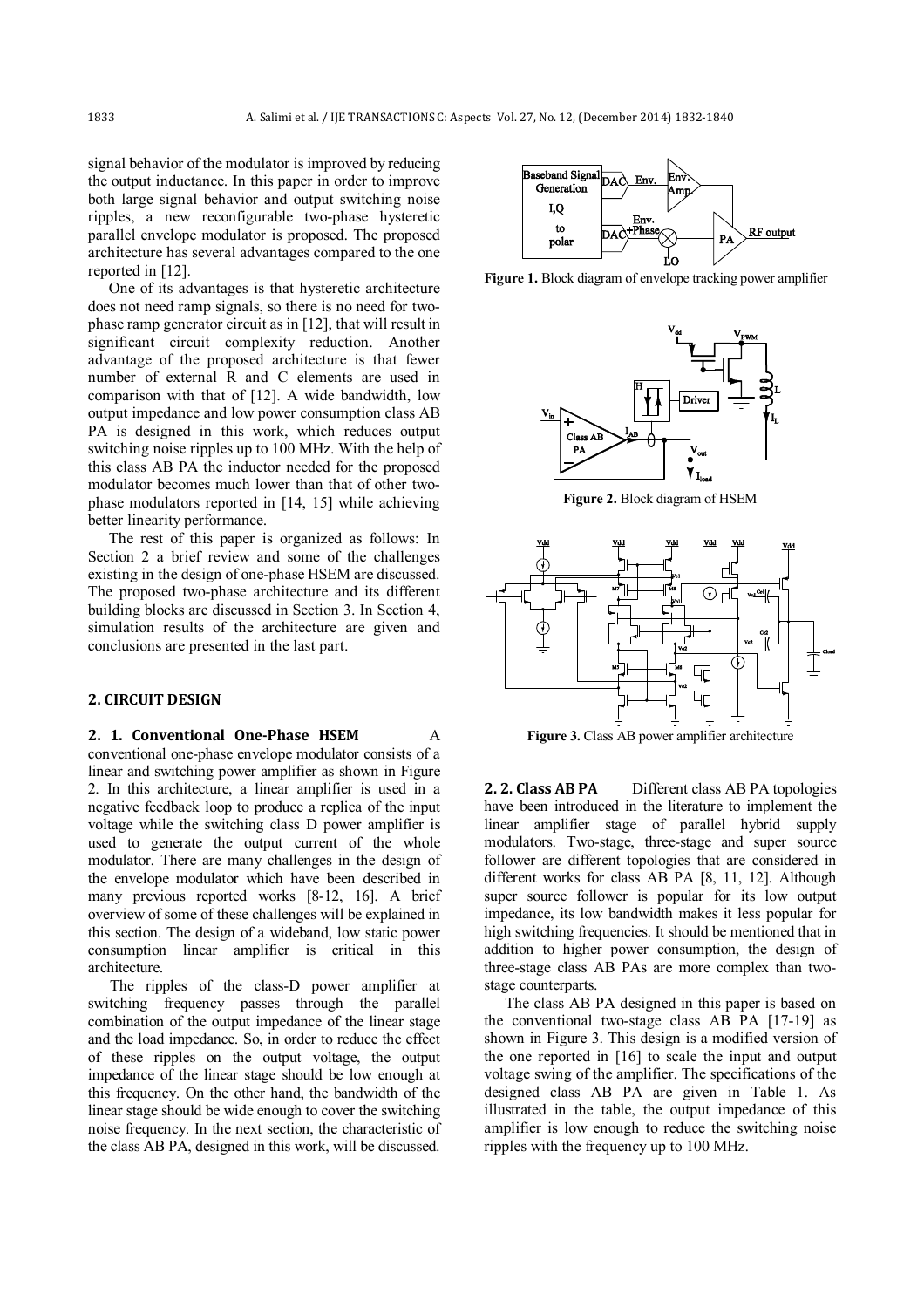signal behavior of the modulator is improved by reducing the output inductance. In this paper in order to improve both large signal behavior and output switching noise ripples, a new reconfigurable two-phase hysteretic parallel envelope modulator is proposed. The proposed architecture has several advantages compared to the one reported in [12].

One of its advantages is that hysteretic architecture does not need ramp signals, so there is no need for two-phase ramp generator circuit as in [12], that will result in significant circuit complexity reduction. Another advantage of the proposed architecture is that fewer number of external R and C elements are used in comparison with that of [12]. A wide bandwidth, low output impedance and low power consumption class AB PA is designed in this work, which reduces output switching noise ripples up to 100 MHz. With the help of this class AB PA the inductor needed for the proposed modulator becomes much lower than that of other two-phase modulators reported in [14, 15] while achieving better linearity performance.

The rest of this paper is organized as follows: In Section 2 a brief review and some of the challenges existing in the design of one-phase HSEM are discussed. The proposed two-phase architecture and its different building blocks are discussed in Section 3. In Section 4, simulation results of the architecture are given and conclusions are presented in the last part.

## 2. CIRCUIT DESIGN

**2. 1. Conventional One-Phase HSEM** A conventional one-phase envelope modulator consists of a linear and switching power amplifier as shown in Figure 2. In this architecture, a linear amplifier is used in a negative feedback loop to produce a replica of the input voltage while the switching class D power amplifier is used to generate the output current of the whole modulator. There are many challenges in the design of the envelope modulator which have been described in many previous reported works [8-12, 16]. A brief overview of some of these challenges will be explained in this section. The design of a wideband, low static power consumption linear amplifier is critical in this architecture.

The ripples of the class-D power amplifier at switching frequency passes through the parallel combination of the output impedance of the linear stage and the load impedance. So, in order to reduce the effect of these ripples on the output voltage, the output impedance of the linear stage should be low enough at this frequency. On the other hand, the bandwidth of the linear stage should be wide enough to cover the switching noise frequency. In the next section, the characteristic of the class AB PA, designed in this work, will be discussed.

**Figure 1.** Block diagram of envelope tracking power amplifier

**Figure 2.** Block diagram of HSEM

**Figure 3.** Class AB power amplifier architecture

**2. 2. Class AB PA** Different class AB PA topologies have been introduced in the literature to implement the linear amplifier stage of parallel hybrid supply modulators. Two-stage, three-stage and super source follower are different topologies that are considered in different works for class AB PA [8, 11, 12]. Although super source follower is popular for its low output impedance, its low bandwidth makes it less popular for high switching frequencies. It should be mentioned that in addition to higher power consumption, the design of three-stage class AB PAs are more complex than two-stage counterparts.

The class AB PA designed in this paper is based on the conventional two-stage class AB PA [17-19] as shown in Figure 3. This design is a modified version of the one reported in [16] to scale the input and output voltage swing of the amplifier. The specifications of the designed class AB PA are given in Table 1. As illustrated in the table, the output impedance of this amplifier is low enough to reduce the switching noise ripples with the frequency up to 100 MHz.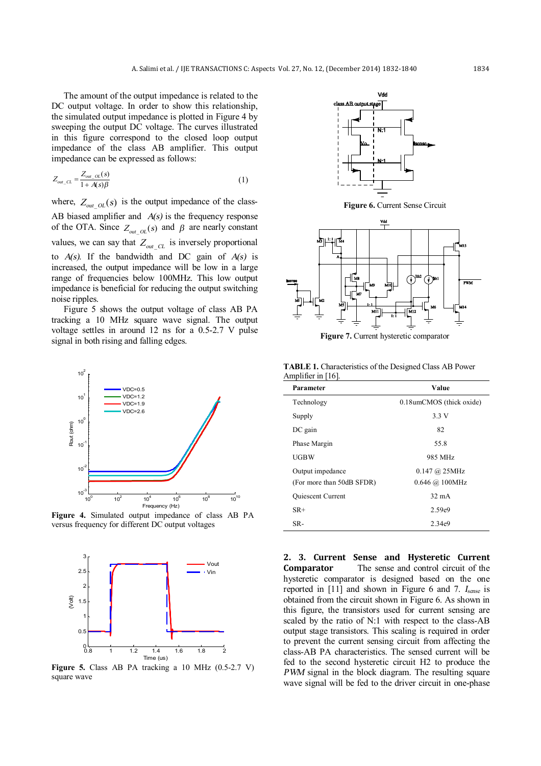The amount of the output impedance is related to the DC output voltage. In order to show this relationship, the simulated output impedance is plotted in Figure 4 by sweeping the output DC voltage. The curves illustrated in this figure correspond to the closed loop output impedance of the class AB amplifier. This output impedance can be expressed as follows:

$$Z_{out\_CL} = \frac{Z_{out\_OL}(s)}{1 + A(s)\beta} \quad (1)$$

where, $Z_{out\_OL}(s)$ is the output impedance of the class-AB biased amplifier and $A(s)$ is the frequency response of the OTA. Since $Z_{out\_OL}(s)$ and $\beta$ are nearly constant values, we can say that $Z_{out\_CL}$ is inversely proportional to $A(s)$. If the bandwidth and DC gain of $A(s)$ is increased, the output impedance will be low in a large range of frequencies below 100MHz. This low output impedance is beneficial for reducing the output switching noise ripples.

Figure 5 shows the output voltage of class AB PA tracking a 10 MHz square wave signal. The output voltage settles in around 12 ns for a 0.5-2.7 V pulse signal in both rising and falling edges.

**Figure 4.** Simulated output impedance of class AB PA versus frequency for different DC output voltages

**Figure 5.** Class AB PA tracking a 10 MHz (0.5-2.7 V) square wave

**Figure 6.** Current Sense Circuit

**Figure 7.** Current hysteretic comparator

**TABLE 1.** Characteristics of the Designed Class AB Power Amplifier in [16].

| Parameter | Value |
|---|---|
| Technology | 0.18umCMOS (thick oxide) |
| Supply | 3.3 V |
| DC gain | 82 |
| Phase Margin | 55.8 |
| UGBW | 985 MHz |
| Output impedance<br>(For more than 50dB SFDR) | 0.147 @ 25MHz<br>0.646 @ 100MHz |
| Quiescent Current | 32 mA |
| SR+ | 2.59e9 |
| SR- | 2.34e9 |

## 2. 3. Current Sense and Hysteretic Current Comparator

The sense and control circuit of the hysteretic comparator is designed based on the one reported in [11] and shown in Figure 6 and 7. $I_{sense}$ is obtained from the circuit shown in Figure 6. As shown in this figure, the transistors used for current sensing are scaled by the ratio of N:1 with respect to the class-AB output stage transistors. This scaling is required in order to prevent the current sensing circuit from affecting the class-AB PA characteristics. The sensed current will be fed to the second hysteretic circuit H2 to produce the *PWM* signal in the block diagram. The resulting square wave signal will be fed to the driver circuit in one-phase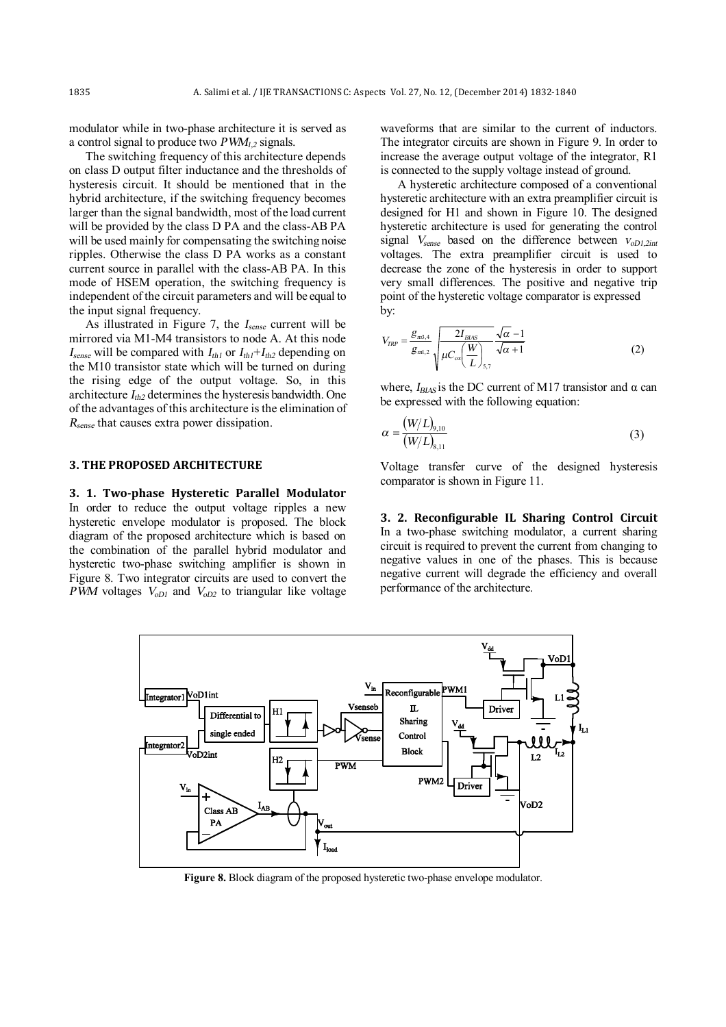modulator while in two-phase architecture it is served as a control signal to produce two $PWM_{1,2}$ signals.

The switching frequency of this architecture depends on class D output filter inductance and the thresholds of hysteresis circuit. It should be mentioned that in the hybrid architecture, if the switching frequency becomes larger than the signal bandwidth, most of the load current will be provided by the class D PA and the class-AB PA will be used mainly for compensating the switching noise ripples. Otherwise the class D PA works as a constant current source in parallel with the class-AB PA. In this mode of HSEM operation, the switching frequency is independent of the circuit parameters and will be equal to the input signal frequency.

As illustrated in Figure 7, the $I_{sense}$ current will be mirrored via M1-M4 transistors to node A. At this node $I_{sense}$ will be compared with $I_{th1}$ or $I_{th1}$+$I_{th2}$ depending on the M10 transistor state which will be turned on during the rising edge of the output voltage. So, in this architecture $I_{th2}$ determines the hysteresis bandwidth. One of the advantages of this architecture is the elimination of $R_{sense}$ that causes extra power dissipation.

## 3. THE PROPOSED ARCHITECTURE

### 3. 1. Two-phase Hysteretic Parallel Modulator

In order to reduce the output voltage ripples a new hysteretic envelope modulator is proposed. The block diagram of the proposed architecture which is based on the combination of the parallel hybrid modulator and hysteretic two-phase switching amplifier is shown in Figure 8. Two integrator circuits are used to convert the *PWM* voltages $V_{oD1}$ and $V_{oD2}$ to triangular like voltage waveforms that are similar to the current of inductors. The integrator circuits are shown in Figure 9. In order to increase the average output voltage of the integrator, R1 is connected to the supply voltage instead of ground.

A hysteretic architecture composed of a conventional hysteretic architecture with an extra preamplifier circuit is designed for H1 and shown in Figure 10. The designed hysteretic architecture is used for generating the control signal $V_{sense}$ based on the difference between $V_{oD1,2int}$ voltages. The extra preamplifier circuit is used to decrease the zone of the hysteresis in order to support very small differences. The positive and negative trip point of the hysteretic voltage comparator is expressed by:

$$V_{TRP} = \frac{g_{m3,4}}{g_{m1,2}} \sqrt{\frac{2I_{BIAS}}{\mu C_{ox}\left(\frac{W}{L}\right)_{5,7}}} \frac{\sqrt{\alpha}-1}{\sqrt{\alpha}+1} \tag{2}$$

where, $I_{BIAS}$ is the DC current of M17 transistor and α can be expressed with the following equation:

$$\alpha = \frac{(W/L)_{9,10}}{(W/L)_{8,11}} \tag{3}$$

Voltage transfer curve of the designed hysteresis comparator is shown in Figure 11.

### 3. 2. Reconfigurable IL Sharing Control Circuit

In a two-phase switching modulator, a current sharing circuit is required to prevent the current from changing to negative values in one of the phases. This is because negative current will degrade the efficiency and overall performance of the architecture.

**Figure 8.** Block diagram of the proposed hysteretic two-phase envelope modulator.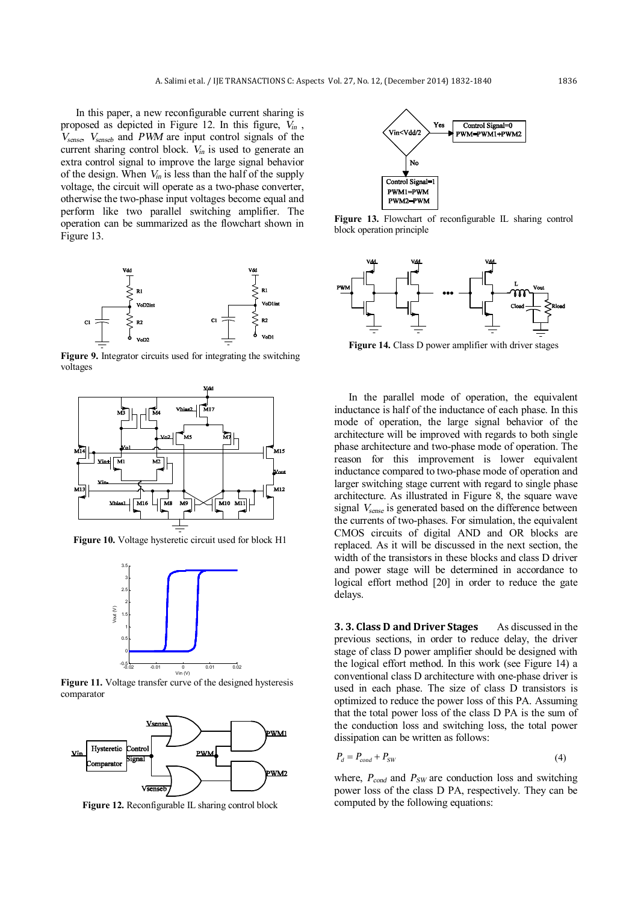In this paper, a new reconfigurable current sharing is proposed as depicted in Figure 12. In this figure, $V_{in}$ , $V_{sense}$, $V_{senseb}$ and *PWM* are input control signals of the current sharing control block. $V_{in}$ is used to generate an extra control signal to improve the large signal behavior of the design. When $V_{in}$ is less than the half of the supply voltage, the circuit will operate as a two-phase converter, otherwise the two-phase input voltages become equal and perform like two parallel switching amplifier. The operation can be summarized as the flowchart shown in Figure 13.

**Figure 9.** Integrator circuits used for integrating the switching voltages

**Figure 10.** Voltage hysteretic circuit used for block H1

**Figure 11.** Voltage transfer curve of the designed hysteresis comparator

**Figure 12.** Reconfigurable IL sharing control block

**Figure 13.** Flowchart of reconfigurable IL sharing control block operation principle

**Figure 14.** Class D power amplifier with driver stages

In the parallel mode of operation, the equivalent inductance is half of the inductance of each phase. In this mode of operation, the large signal behavior of the architecture will be improved with regards to both single phase architecture and two-phase mode of operation. The reason for this improvement is lower equivalent inductance compared to two-phase mode of operation and larger switching stage current with regard to single phase architecture. As illustrated in Figure 8, the square wave signal $V_{sense}$ is generated based on the difference between the currents of two-phases. For simulation, the equivalent CMOS circuits of digital AND and OR blocks are replaced. As it will be discussed in the next section, the width of the transistors in these blocks and class D driver and power stage will be determined in accordance to logical effort method [20] in order to reduce the gate delays.

### 3. 3. Class D and Driver Stages

As discussed in the previous sections, in order to reduce delay, the driver stage of class D power amplifier should be designed with the logical effort method. In this work (see Figure 14) a conventional class D architecture with one-phase driver is used in each phase. The size of class D transistors is optimized to reduce the power loss of this PA. Assuming that the total power loss of the class D PA is the sum of the conduction loss and switching loss, the total power dissipation can be written as follows:

$$P_d = P_{cond} + P_{SW} \tag{4}$$

where, $P_{cond}$ and $P_{SW}$ are conduction loss and switching power loss of the class D PA, respectively. They can be computed by the following equations: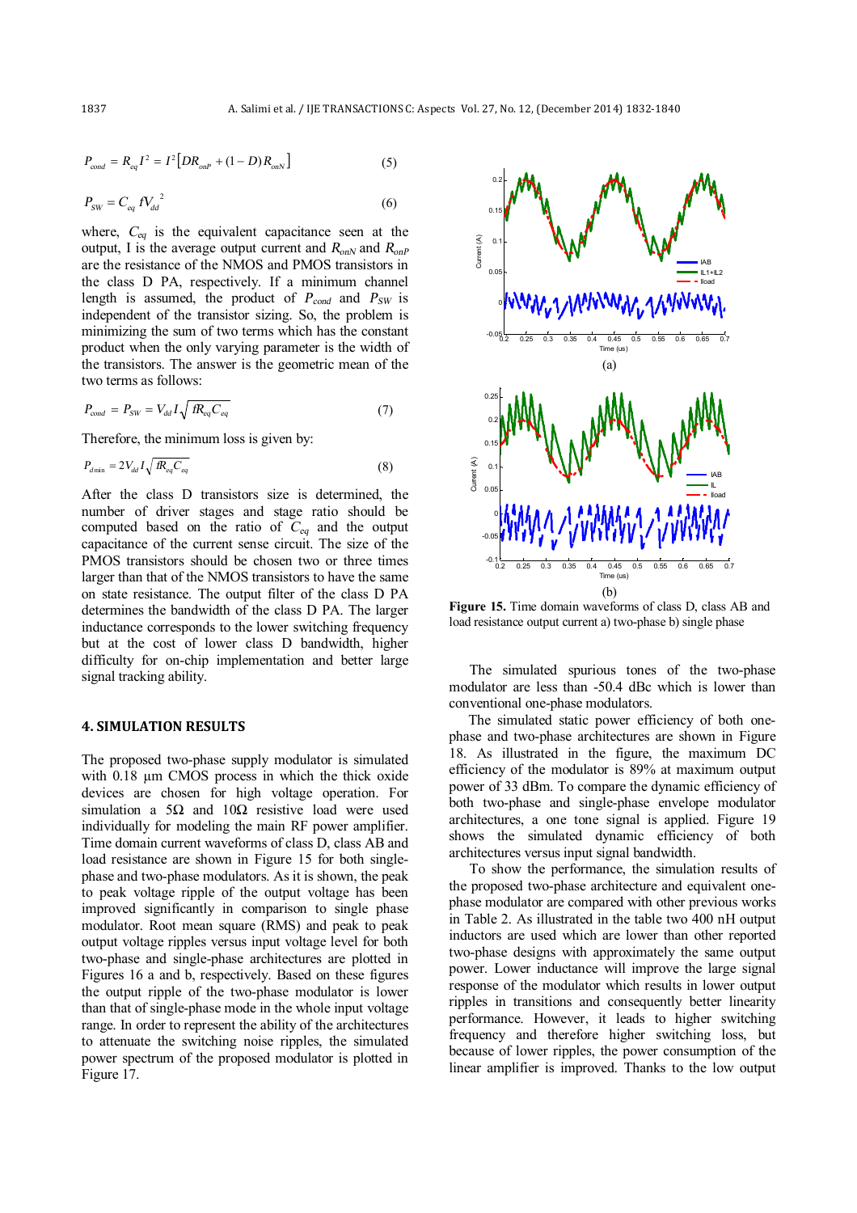$$P_{cond} = R_{eq} I^2 = I^2 \left[ D R_{onP} + (1-D) R_{onN} \right] \tag{5}$$

$$P_{SW} = C_{eq} f V_{dd}^{\ 2} \tag{6}$$

where, $C_{eq}$ is the equivalent capacitance seen at the output, I is the average output current and $R_{onN}$ and $R_{onP}$ are the resistance of the NMOS and PMOS transistors in the class D PA, respectively. If a minimum channel length is assumed, the product of $P_{cond}$ and $P_{SW}$ is independent of the transistor sizing. So, the problem is minimizing the sum of two terms which has the constant product when the only varying parameter is the width of the transistors. The answer is the geometric mean of the two terms as follows:

$$P_{cond} = P_{SW} = V_{dd} I \sqrt{f R_{eq} C_{eq}} \tag{7}$$

Therefore, the minimum loss is given by:

$$P_{d\min} = 2 V_{dd} I \sqrt{f R_{eq} C_{eq}} \tag{8}$$

After the class D transistors size is determined, the number of driver stages and stage ratio should be computed based on the ratio of $C_{eq}$ and the output capacitance of the current sense circuit. The size of the PMOS transistors should be chosen two or three times larger than that of the NMOS transistors to have the same on state resistance. The output filter of the class D PA determines the bandwidth of the class D PA. The larger inductance corresponds to the lower switching frequency but at the cost of lower class D bandwidth, higher difficulty for on-chip implementation and better large signal tracking ability.

## 4. SIMULATION RESULTS

The proposed two-phase supply modulator is simulated with 0.18 µm CMOS process in which the thick oxide devices are chosen for high voltage operation. For simulation a 5Ω and 10Ω resistive load were used individually for modeling the main RF power amplifier. Time domain current waveforms of class D, class AB and load resistance are shown in Figure 15 for both single-phase and two-phase modulators. As it is shown, the peak to peak voltage ripple of the output voltage has been improved significantly in comparison to single phase modulator. Root mean square (RMS) and peak to peak output voltage ripples versus input voltage level for both two-phase and single-phase architectures are plotted in Figures 16 a and b, respectively. Based on these figures the output ripple of the two-phase modulator is lower than that of single-phase mode in the whole input voltage range. In order to represent the ability of the architectures to attenuate the switching noise ripples, the simulated power spectrum of the proposed modulator is plotted in Figure 17.

**Figure 15.** Time domain waveforms of class D, class AB and load resistance output current a) two-phase b) single phase

The simulated spurious tones of the two-phase modulator are less than -50.4 dBc which is lower than conventional one-phase modulators.

The simulated static power efficiency of both one-phase and two-phase architectures are shown in Figure 18. As illustrated in the figure, the maximum DC efficiency of the modulator is 89% at maximum output power of 33 dBm. To compare the dynamic efficiency of both two-phase and single-phase envelope modulator architectures, a one tone signal is applied. Figure 19 shows the simulated dynamic efficiency of both architectures versus input signal bandwidth.

To show the performance, the simulation results of the proposed two-phase architecture and equivalent one-phase modulator are compared with other previous works in Table 2. As illustrated in the table two 400 nH output inductors are used which are lower than other reported two-phase designs with approximately the same output power. Lower inductance will improve the large signal response of the modulator which results in lower output ripples in transitions and consequently better linearity performance. However, it leads to higher switching frequency and therefore higher switching loss, but because of lower ripples, the power consumption of the linear amplifier is improved. Thanks to the low output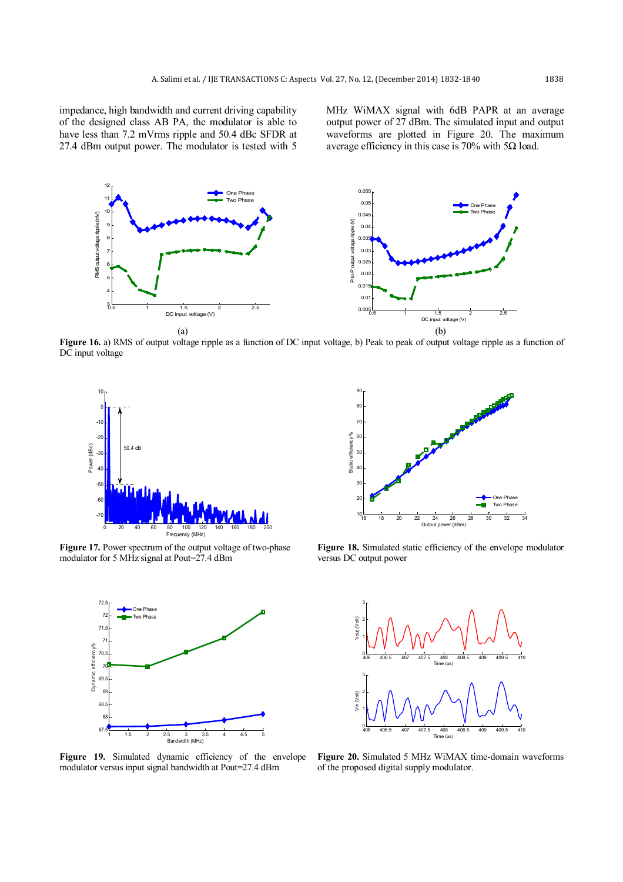impedance, high bandwidth and current driving capability of the designed class AB PA, the modulator is able to have less than 7.2 mVrms ripple and 50.4 dBc SFDR at 27.4 dBm output power. The modulator is tested with 5 MHz WiMAX signal with 6dB PAPR at an average output power of 27 dBm. The simulated input and output waveforms are plotted in Figure 20. The maximum average efficiency in this case is 70% with 5Ω load.

**Figure 16.** a) RMS of output voltage ripple as a function of DC input voltage, b) Peak to peak of output voltage ripple as a function of DC input voltage

**Figure 17.** Power spectrum of the output voltage of two-phase modulator for 5 MHz signal at Pout=27.4 dBm

**Figure 18.** Simulated static efficiency of the envelope modulator versus DC output power

**Figure 19.** Simulated dynamic efficiency of the envelope modulator versus input signal bandwidth at Pout=27.4 dBm

**Figure 20.** Simulated 5 MHz WiMAX time-domain waveforms of the proposed digital supply modulator.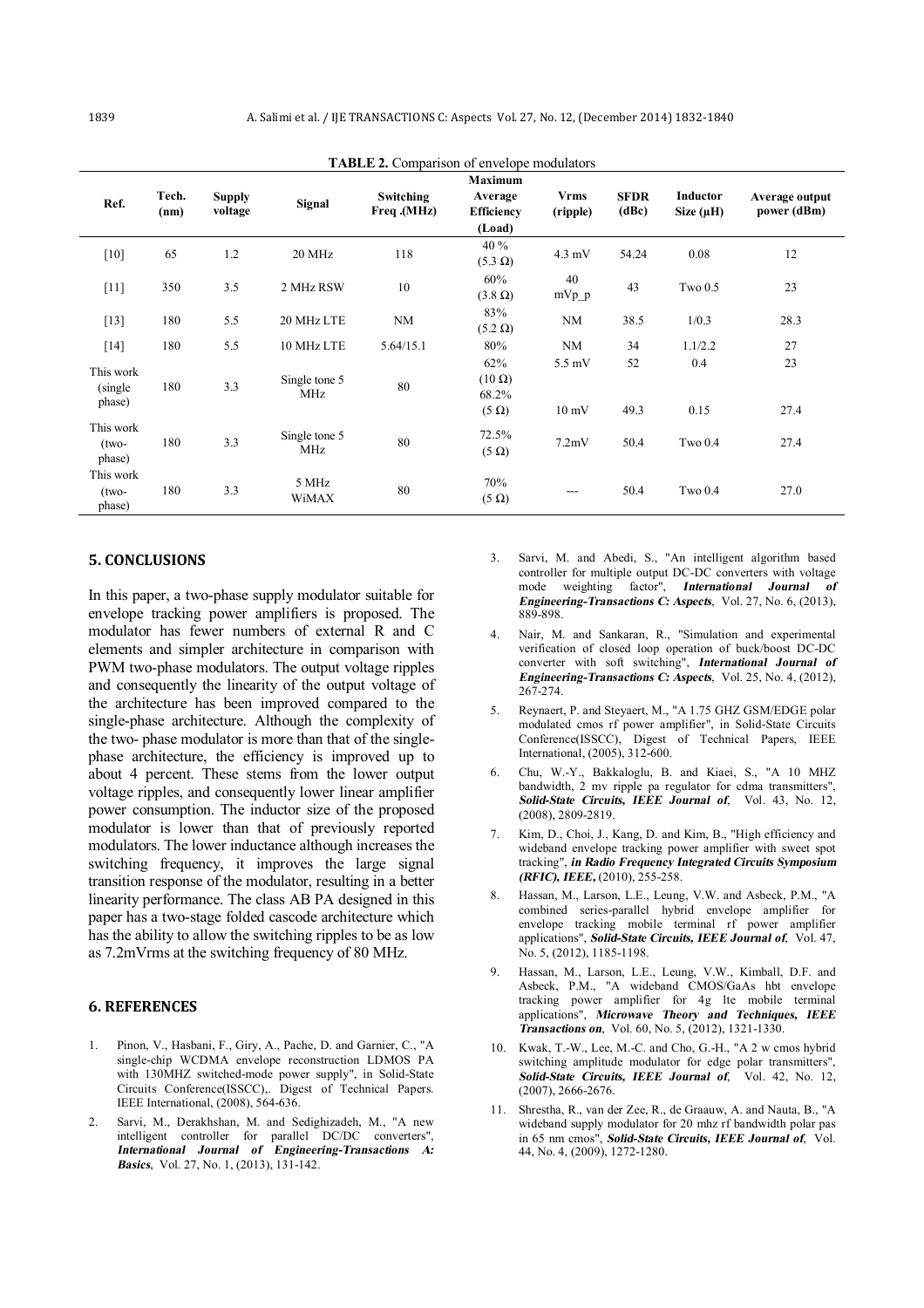**TABLE 2.** Comparison of envelope modulators

| Ref. | Tech. (nm) | Supply voltage | Signal | Switching Freq .(MHz) | Maximum Average Efficiency (Load) | Vrms (ripple) | SFDR (dBc) | Inductor Size (μH) | Average output power (dBm) |
|---|---|---|---|---|---|---|---|---|---|
| [10] | 65 | 1.2 | 20 MHz | 118 | 40 % (5.3 Ω) | 4.3 mV | 54.24 | 0.08 | 12 |
| [11] | 350 | 3.5 | 2 MHz RSW | 10 | 60% (3.8 Ω) | 40 mVp_p | 43 | Two 0.5 | 23 |
| [13] | 180 | 5.5 | 20 MHz LTE | NM | 83% (5.2 Ω) | NM | 38.5 | 1/0.3 | 28.3 |
| [14] | 180 | 5.5 | 10 MHz LTE | 5.64/15.1 | 80% | NM | 34 | 1.1/2.2 | 27 |
| This work (single phase) | 180 | 3.3 | Single tone 5 MHz | 80 | 62% (10 Ω) | 5.5 mV | 52 | 0.4 | 23 |
| | | | | | 68.2% (5 Ω) | 10 mV | 49.3 | 0.15 | 27.4 |
| This work (two-phase) | 180 | 3.3 | Single tone 5 MHz | 80 | 72.5% (5 Ω) | 7.2mV | 50.4 | Two 0.4 | 27.4 |
| This work (two-phase) | 180 | 3.3 | 5 MHz WiMAX | 80 | 70% (5 Ω) | --- | 50.4 | Two 0.4 | 27.0 |

## 5. CONCLUSIONS

In this paper, a two-phase supply modulator suitable for envelope tracking power amplifiers is proposed. The modulator has fewer numbers of external R and C elements and simpler architecture in comparison with PWM two-phase modulators. The output voltage ripples and consequently the linearity of the output voltage of the architecture has been improved compared to the single-phase architecture. Although the complexity of the two- phase modulator is more than that of the single-phase architecture, the efficiency is improved up to about 4 percent. These stems from the lower output voltage ripples, and consequently lower linear amplifier power consumption. The inductor size of the proposed modulator is lower than that of previously reported modulators. The lower inductance although increases the switching frequency, it improves the large signal transition response of the modulator, resulting in a better linearity performance. The class AB PA designed in this paper has a two-stage folded cascode architecture which has the ability to allow the switching ripples to be as low as 7.2mVrms at the switching frequency of 80 MHz.

## 6. REFERENCES

1. Pinon, V., Hasbani, F., Giry, A., Pache, D. and Garnier, C., "A single-chip WCDMA envelope reconstruction LDMOS PA with 130MHZ switched-mode power supply", in Solid-State Circuits Conference(ISSCC),. Digest of Technical Papers. IEEE International, (2008), 564-636.
2. Sarvi, M., Derakhshan, M. and Sedighizadeh, M., "A new intelligent controller for parallel DC/DC converters", ***International Journal of Engineering-Transactions A: Basics***, Vol. 27, No. 1, (2013), 131-142.
3. Sarvi, M. and Abedi, S., "An intelligent algorithm based controller for multiple output DC-DC converters with voltage mode weighting factor", ***International Journal of Engineering-Transactions C: Aspects***, Vol. 27, No. 6, (2013), 889-898.
4. Nair, M. and Sankaran, R., "Simulation and experimental verification of closed loop operation of buck/boost DC-DC converter with soft switching", ***International Journal of Engineering-Transactions C: Aspects***, Vol. 25, No. 4, (2012), 267-274.
5. Reynaert, P. and Steyaert, M., "A 1.75 GHZ GSM/EDGE polar modulated cmos rf power amplifier", in Solid-State Circuits Conference(ISSCC), Digest of Technical Papers, IEEE International, (2005), 312-600.
6. Chu, W.-Y., Bakkaloglu, B. and Kiaei, S., "A 10 MHZ bandwidth, 2 mv ripple pa regulator for cdma transmitters", ***Solid-State Circuits, IEEE Journal of***, Vol. 43, No. 12, (2008), 2809-2819.
7. Kim, D., Choi, J., Kang, D. and Kim, B., "High efficiency and wideband envelope tracking power amplifier with sweet spot tracking", ***in Radio Frequency Integrated Circuits Symposium (RFIC), IEEE***, (2010), 255-258.
8. Hassan, M., Larson, L.E., Leung, V.W. and Asbeck, P.M., "A combined series-parallel hybrid envelope amplifier for envelope tracking mobile terminal rf power amplifier applications", ***Solid-State Circuits, IEEE Journal of***, Vol. 47, No. 5, (2012), 1185-1198.
9. Hassan, M., Larson, L.E., Leung, V.W., Kimball, D.F. and Asbeck, P.M., "A wideband CMOS/GaAs hbt envelope tracking power amplifier for 4g lte mobile terminal applications", ***Microwave Theory and Techniques, IEEE Transactions on***, Vol. 60, No. 5, (2012), 1321-1330.
10. Kwak, T.-W., Lee, M.-C. and Cho, G.-H., "A 2 w cmos hybrid switching amplitude modulator for edge polar transmitters", ***Solid-State Circuits, IEEE Journal of***, Vol. 42, No. 12, (2007), 2666-2676.
11. Shrestha, R., van der Zee, R., de Graauw, A. and Nauta, B., "A wideband supply modulator for 20 mhz rf bandwidth polar pas in 65 nm cmos", ***Solid-State Circuits, IEEE Journal of***, Vol. 44, No. 4, (2009), 1272-1280.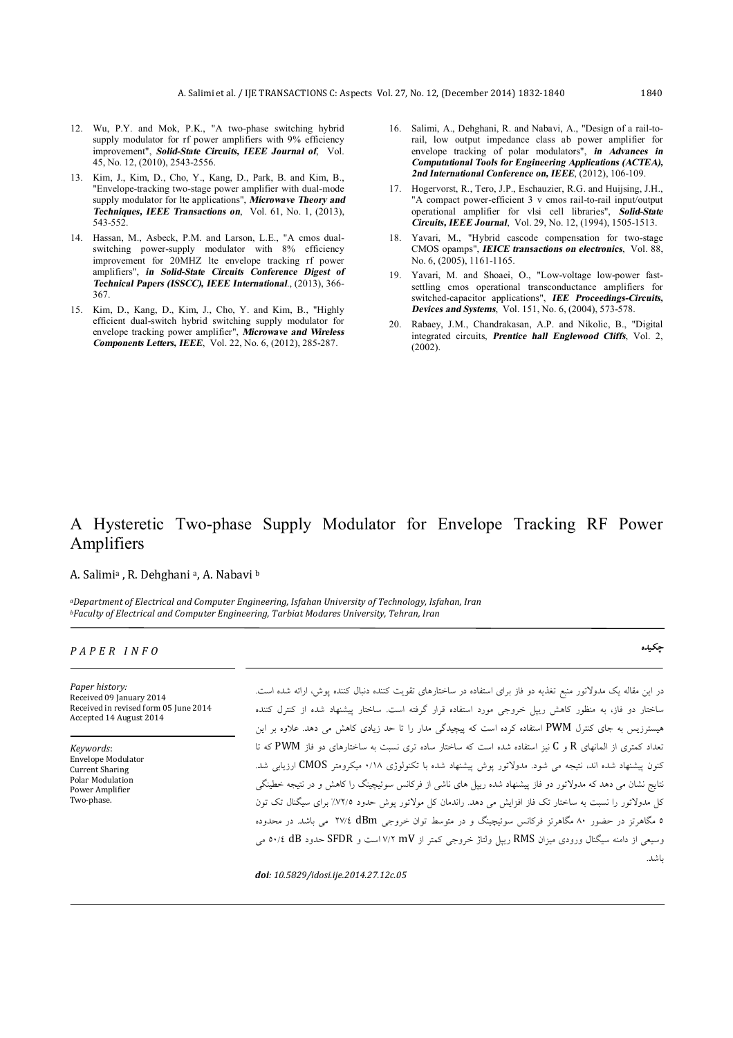12. Wu, P.Y. and Mok, P.K., "A two-phase switching hybrid supply modulator for rf power amplifiers with 9% efficiency improvement", ***Solid-State Circuits, IEEE Journal of***, Vol. 45, No. 12, (2010), 2543-2556.
13. Kim, J., Kim, D., Cho, Y., Kang, D., Park, B. and Kim, B., "Envelope-tracking two-stage power amplifier with dual-mode supply modulator for lte applications", ***Microwave Theory and Techniques, IEEE Transactions on***, Vol. 61, No. 1, (2013), 543-552.
14. Hassan, M., Asbeck, P.M. and Larson, L.E., "A cmos dual-switching power-supply modulator with 8% efficiency improvement for 20MHZ lte envelope tracking rf power amplifiers", ***in Solid-State Circuits Conference Digest of Technical Papers (ISSCC), IEEE International***., (2013), 366-367.
15. Kim, D., Kang, D., Kim, J., Cho, Y. and Kim, B., "Highly efficient dual-switch hybrid switching supply modulator for envelope tracking power amplifier", ***Microwave and Wireless Components Letters, IEEE***, Vol. 22, No. 6, (2012), 285-287.
16. Salimi, A., Dehghani, R. and Nabavi, A., "Design of a rail-to-rail, low output impedance class ab power amplifier for envelope tracking of polar modulators", ***in Advances in Computational Tools for Engineering Applications (ACTEA), 2nd International Conference on, IEEE***, (2012), 106-109.
17. Hogervorst, R., Tero, J.P., Eschauzier, R.G. and Huijsing, J.H., "A compact power-efficient 3 v cmos rail-to-rail input/output operational amplifier for vlsi cell libraries", ***Solid-State Circuits, IEEE Journal***, Vol. 29, No. 12, (1994), 1505-1513.
18. Yavari, M., "Hybrid cascode compensation for two-stage CMOS opamps", ***IEICE transactions on electronics***, Vol. 88, No. 6, (2005), 1161-1165.
19. Yavari, M. and Shoaei, O., "Low-voltage low-power fast-settling cmos operational transconductance amplifiers for switched-capacitor applications", ***IEE Proceedings-Circuits, Devices and Systems***, Vol. 151, No. 6, (2004), 573-578.
20. Rabaey, J.M., Chandrakasan, A.P. and Nikolic, B., "Digital integrated circuits, ***Prentice hall Englewood Cliffs***, Vol. 2, (2002).

# A Hysteretic Two-phase Supply Modulator for Envelope Tracking RF Power Amplifiers

A. Salimi[a], R. Dehghani[a], A. Nabavi[b]

[a] *Department of Electrical and Computer Engineering, Isfahan University of Technology, Isfahan, Iran*
[b] *Faculty of Electrical and Computer Engineering, Tarbiat Modares University, Tehran, Iran*

*PAPER INFO*

*Paper history:*
Received 09 January 2014
Received in revised form 05 June 2014
Accepted 14 August 2014

*Keywords*:
Envelope Modulator
Current Sharing
Polar Modulation
Power Amplifier
Two-phase.

**چکیده**

در این مقاله یک مدولاتور منبع تغذیه دو فاز برای استفاده در ساختارهای تقویت کننده دنبال کننده پوش، ارائه شده است. ساختار دو فاز، به منظور کاهش ریپل خروجی مورد استفاده قرار گرفته است. ساختار پیشنهاد شده از کنترل کننده هیسترزیس به جای کنترل PWM استفاده کرده است که پیچیدگی مدار را تا حد زیادی کاهش می دهد. علاوه بر این تعداد کمتری از المانهای R و C نیز استفاده شده است که ساختار ساده تری نسبت به ساختارهای دو فاز PWM که تا کنون پیشنهاد شده اند، نتیجه می شود. مدولاتور پوش پیشنهاد شده با تکنولوژی ۰/۱۸ میکرومتر CMOS ارزیابی شد. نتایج نشان می دهد که مدولاتور دو فاز پیشنهاد شده ریپل های ناشی از فرکانس سوئیچینگ را کاهش و در نتیجه خطینگی کل مدولاتور را نسبت به ساختار تک فاز افزایش می دهد. راندمان کل مولاتور پوش حدود ٪۷۲/۵ برای سیگنال تک تون ۵ مگاهرتز در حضور ۸۰ مگاهرتز فرکانس سوئیچینگ و در متوسط توان خروجی ۲۷/٤ dBm می باشد. در محدوده وسیعی از دامنه سیگنال ورودی میزان RMS ریپل ولتاژ خروجی کمتر از ۷/۲ mV است و SFDR حدود ۵۰/٤ dB می باشد.

***doi**: 10.5829/idosi.ije.2014.27.12c.05*